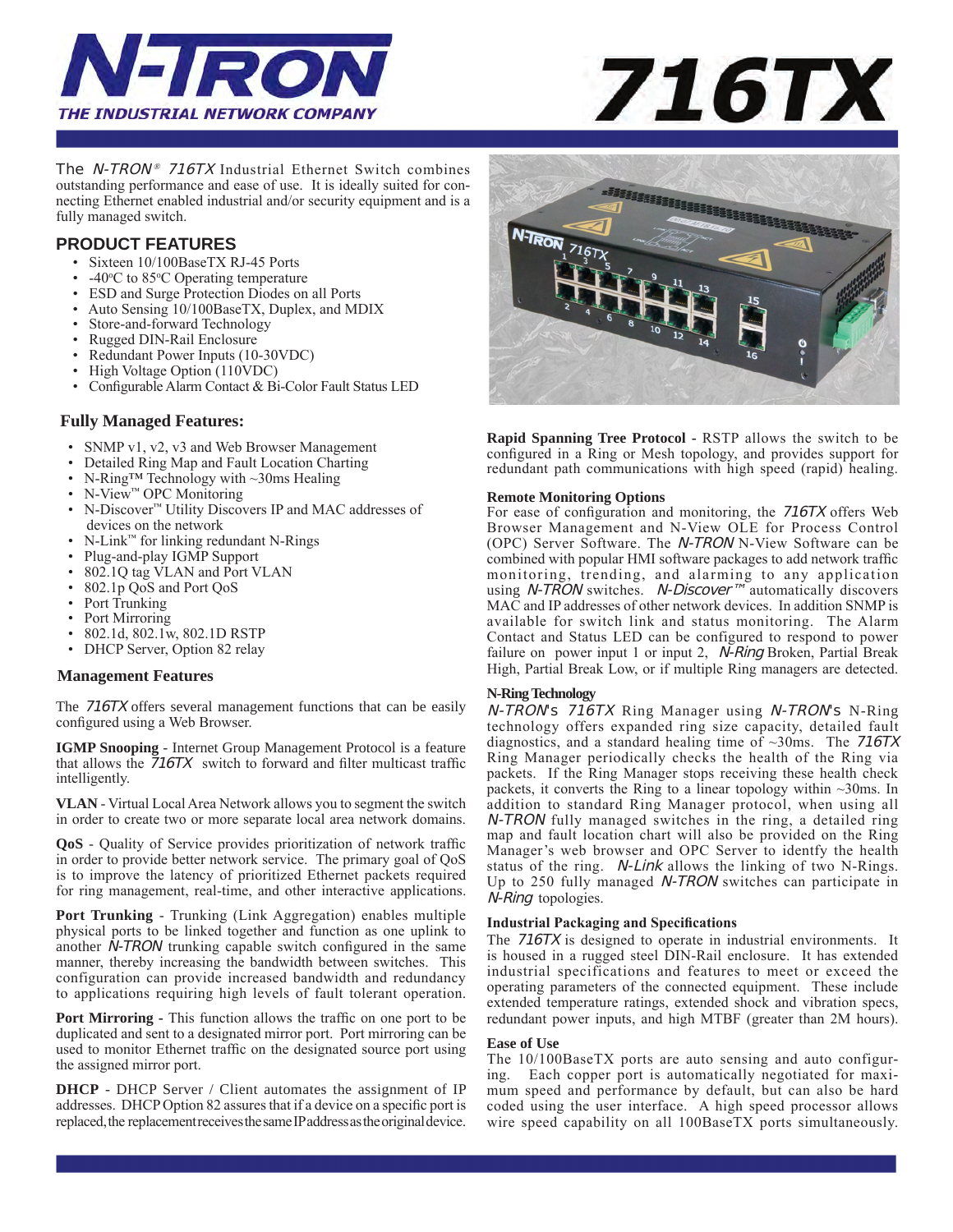# N-TRON THE INDUSTRIAL NETWORK COMPANY

# 716TX

The *N-TRON®* *716TX* Industrial Ethernet Switch combines outstanding performance and ease of use. It is ideally suited for connecting Ethernet enabled industrial and/or security equipment and is a fully managed switch.

## PRODUCT FEATURES

- Sixteen 10/100BaseTX RJ-45 Ports
- -40ºC to 85ºC Operating temperature
- ESD and Surge Protection Diodes on all Ports
- Auto Sensing 10/100BaseTX, Duplex, and MDIX
- Store-and-forward Technology
- Rugged DIN-Rail Enclosure
- Redundant Power Inputs (10-30VDC)
- High Voltage Option (110VDC)
- Configurable Alarm Contact & Bi-Color Fault Status LED

### Fully Managed Features:

- SNMP v1, v2, v3 and Web Browser Management
- Detailed Ring Map and Fault Location Charting
- N-Ring™ Technology with ~30ms Healing
- N-View™ OPC Monitoring
- N-Discover™ Utility Discovers IP and MAC addresses of devices on the network
- N-Link™ for linking redundant N-Rings
- Plug-and-play IGMP Support
- 802.1Q tag VLAN and Port VLAN
- 802.1p QoS and Port QoS
- Port Trunking
- Port Mirroring
- 802.1d, 802.1w, 802.1D RSTP
- DHCP Server, Option 82 relay

### Management Features

The *716TX* offers several management functions that can be easily configured using a Web Browser.

**IGMP Snooping** - Internet Group Management Protocol is a feature that allows the *716TX* switch to forward and filter multicast traffic intelligently.

**VLAN** - Virtual Local Area Network allows you to segment the switch in order to create two or more separate local area network domains.

**QoS** - Quality of Service provides prioritization of network traffic in order to provide better network service. The primary goal of QoS is to improve the latency of prioritized Ethernet packets required for ring management, real-time, and other interactive applications.

**Port Trunking** - Trunking (Link Aggregation) enables multiple physical ports to be linked together and function as one uplink to another *N-TRON* trunking capable switch configured in the same manner, thereby increasing the bandwidth between switches. This configuration can provide increased bandwidth and redundancy to applications requiring high levels of fault tolerant operation.

**Port Mirroring** - This function allows the traffic on one port to be duplicated and sent to a designated mirror port. Port mirroring can be used to monitor Ethernet traffic on the designated source port using the assigned mirror port.

**DHCP** - DHCP Server / Client automates the assignment of IP addresses. DHCP Option 82 assures that if a device on a specific port is replaced, the replacement receives the same IP address as the original device.

**Rapid Spanning Tree Protocol** - RSTP allows the switch to be configured in a Ring or Mesh topology, and provides support for redundant path communications with high speed (rapid) healing.

**Remote Monitoring Options**

For ease of configuration and monitoring, the *716TX* offers Web Browser Management and N-View OLE for Process Control (OPC) Server Software. The *N-TRON* N-View Software can be combined with popular HMI software packages to add network traffic monitoring, trending, and alarming to any application using *N-TRON* switches. *N-Discover™* automatically discovers MAC and IP addresses of other network devices. In addition SNMP is available for switch link and status monitoring. The Alarm Contact and Status LED can be configured to respond to power failure on power input 1 or input 2, *N-Ring* Broken, Partial Break High, Partial Break Low, or if multiple Ring managers are detected.

**N-Ring Technology**

*N-TRON*'s *716TX* Ring Manager using *N-TRON*'s N-Ring technology offers expanded ring size capacity, detailed fault diagnostics, and a standard healing time of ~30ms. The *716TX* Ring Manager periodically checks the health of the Ring via packets. If the Ring Manager stops receiving these health check packets, it converts the Ring to a linear topology within ~30ms. In addition to standard Ring Manager protocol, when using all *N-TRON* fully managed switches in the ring, a detailed ring map and fault location chart will also be provided on the Ring Manager's web browser and OPC Server to identfy the health status of the ring. *N-Link* allows the linking of two N-Rings. Up to 250 fully managed *N-TRON* switches can participate in *N-Ring* topologies.

**Industrial Packaging and Specifications**

The *716TX* is designed to operate in industrial environments. It is housed in a rugged steel DIN-Rail enclosure. It has extended industrial specifications and features to meet or exceed the operating parameters of the connected equipment. These include extended temperature ratings, extended shock and vibration specs, redundant power inputs, and high MTBF (greater than 2M hours).

**Ease of Use**

The 10/100BaseTX ports are auto sensing and auto configuring. Each copper port is automatically negotiated for maximum speed and performance by default, but can also be hard coded using the user interface. A high speed processor allows wire speed capability on all 100BaseTX ports simultaneously.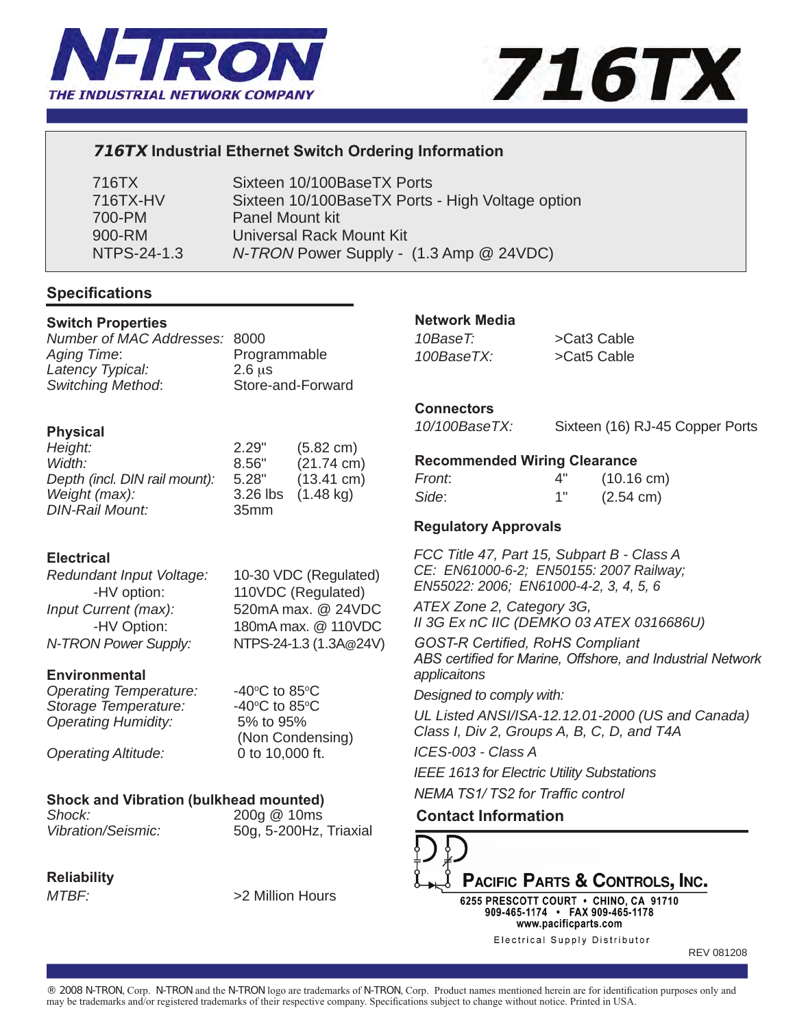# N-TRON
THE INDUSTRIAL NETWORK COMPANY

# 716TX

## *716TX* Industrial Ethernet Switch Ordering Information

| | |
|---|---|
| 716TX | Sixteen 10/100BaseTX Ports |
| 716TX-HV | Sixteen 10/100BaseTX Ports - High Voltage option |
| 700-PM | Panel Mount kit |
| 900-RM | Universal Rack Mount Kit |
| NTPS-24-1.3 | *N-TRON* Power Supply - (1.3 Amp @ 24VDC) |

## Specifications

### Switch Properties

| | |
|---|---|
| *Number of MAC Addresses:* | 8000 |
| *Aging Time*: | Programmable |
| *Latency Typical:* | 2.6 µs |
| *Switching Method*: | Store-and-Forward |

### Physical

| | | |
|---|---|---|
| *Height:* | 2.29" | (5.82 cm) |
| *Width:* | 8.56" | (21.74 cm) |
| *Depth (incl. DIN rail mount):* | 5.28" | (13.41 cm) |
| *Weight (max):* | 3.26 lbs | (1.48 kg) |
| *DIN-Rail Mount:* | 35mm | |

### Electrical

| | |
|---|---|
| *Redundant Input Voltage:* | 10-30 VDC (Regulated) |
| -HV option: | 110VDC (Regulated) |
| *Input Current (max):* | 520mA max. @ 24VDC |
| -HV Option: | 180mA max. @ 110VDC |
| *N-TRON Power Supply:* | NTPS-24-1.3 (1.3A@24V) |

### Environmental

| | |
|---|---|
| *Operating Temperature:* | -40°C to 85°C |
| *Storage Temperature:* | -40°C to 85°C |
| *Operating Humidity:* | 5% to 95% (Non Condensing) |
| *Operating Altitude:* | 0 to 10,000 ft. |

### Shock and Vibration (bulkhead mounted)

| | |
|---|---|
| *Shock:* | 200g @ 10ms |
| *Vibration/Seismic:* | 50g, 5-200Hz, Triaxial |

### Reliability

| | |
|---|---|
| *MTBF:* | >2 Million Hours |

### Network Media

| | |
|---|---|
| *10BaseT:* | >Cat3 Cable |
| *100BaseTX:* | >Cat5 Cable |

### Connectors

| | |
|---|---|
| *10/100BaseTX:* | Sixteen (16) RJ-45 Copper Ports |

### Recommended Wiring Clearance

| | | |
|---|---|---|
| *Front*: | 4" | (10.16 cm) |
| *Side*: | 1" | (2.54 cm) |

### Regulatory Approvals

*FCC Title 47, Part 15, Subpart B - Class A*
*CE: EN61000-6-2; EN50155: 2007 Railway; EN55022: 2006; EN61000-4-2, 3, 4, 5, 6*

*ATEX Zone 2, Category 3G, II 3G Ex nC IIC (DEMKO 03 ATEX 0316686U)*

*GOST-R Certified, RoHS Compliant*
*ABS certified for Marine, Offshore, and Industrial Network applicaitons*

*Designed to comply with:*

*UL Listed ANSI/ISA-12.12.01-2000 (US and Canada) Class I, Div 2, Groups A, B, C, D, and T4A*

*ICES-003 - Class A*

*IEEE 1613 for Electric Utility Substations*

*NEMA TS1/ TS2 for Traffic control*

### Contact Information

PACIFIC PARTS & CONTROLS, INC.
6255 PRESCOTT COURT • CHINO, CA 91710
909-465-1174 • FAX 909-465-1178
www.pacificparts.com
Electrical Supply Distributor

REV 081208

® 2008 N-TRON, Corp. N-TRON and the N-TRON logo are trademarks of N-TRON, Corp. Product names mentioned herein are for identification purposes only and may be trademarks and/or registered trademarks of their respective company. Specifications subject to change without notice. Printed in USA.